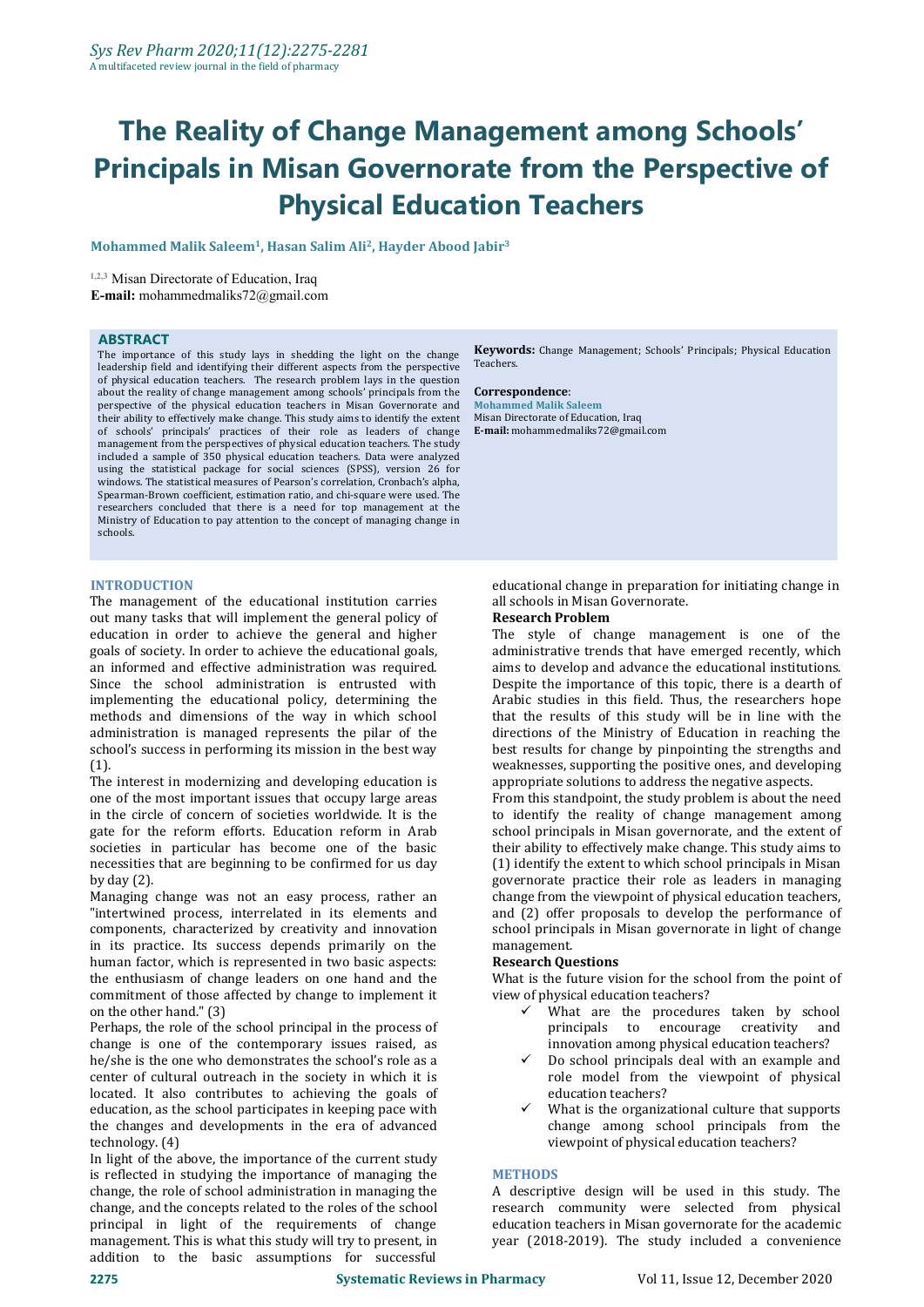# The Reality of Change Management among Schools' Principals in Misan Governorate from the Perspective of Physical Education Teachers

**Mohammed Malik Saleem[1], Hasan Salim Ali[2], Hayder Abood Jabir[3]**

[1,2,3] Misan Directorate of Education, Iraq
**E-mail:** mohammedmaliks72@gmail.com

## ABSTRACT

The importance of this study lays in shedding the light on the change leadership field and identifying their different aspects from the perspective of physical education teachers. The research problem lays in the question about the reality of change management among schools' principals from the perspective of the physical education teachers in Misan Governorate and their ability to effectively make change. This study aims to identify the extent of schools' principals' practices of their role as leaders of change management from the perspectives of physical education teachers. The study included a sample of 350 physical education teachers. Data were analyzed using the statistical package for social sciences (SPSS), version 26 for windows. The statistical measures of Pearson's correlation, Cronbach's alpha, Spearman-Brown coefficient, estimation ratio, and chi-square were used. The researchers concluded that there is a need for top management at the Ministry of Education to pay attention to the concept of managing change in schools.

**Keywords:** Change Management; Schools' Principals; Physical Education Teachers.

**Correspondence**:
**Mohammed Malik Saleem**
Misan Directorate of Education, Iraq
**E-mail:** mohammedmaliks72@gmail.com

## INTRODUCTION

The management of the educational institution carries out many tasks that will implement the general policy of education in order to achieve the general and higher goals of society. In order to achieve the educational goals, an informed and effective administration was required. Since the school administration is entrusted with implementing the educational policy, determining the methods and dimensions of the way in which school administration is managed represents the pilar of the school's success in performing its mission in the best way (1).

The interest in modernizing and developing education is one of the most important issues that occupy large areas in the circle of concern of societies worldwide. It is the gate for the reform efforts. Education reform in Arab societies in particular has become one of the basic necessities that are beginning to be confirmed for us day by day (2).

Managing change was not an easy process, rather an "intertwined process, interrelated in its elements and components, characterized by creativity and innovation in its practice. Its success depends primarily on the human factor, which is represented in two basic aspects: the enthusiasm of change leaders on one hand and the commitment of those affected by change to implement it on the other hand." (3)

Perhaps, the role of the school principal in the process of change is one of the contemporary issues raised, as he/she is the one who demonstrates the school's role as a center of cultural outreach in the society in which it is located. It also contributes to achieving the goals of education, as the school participates in keeping pace with the changes and developments in the era of advanced technology. (4)

In light of the above, the importance of the current study is reflected in studying the importance of managing the change, the role of school administration in managing the change, and the concepts related to the roles of the school principal in light of the requirements of change management. This is what this study will try to present, in addition to the basic assumptions for successful educational change in preparation for initiating change in all schools in Misan Governorate.

### Research Problem

The style of change management is one of the administrative trends that have emerged recently, which aims to develop and advance the educational institutions. Despite the importance of this topic, there is a dearth of Arabic studies in this field. Thus, the researchers hope that the results of this study will be in line with the directions of the Ministry of Education in reaching the best results for change by pinpointing the strengths and weaknesses, supporting the positive ones, and developing appropriate solutions to address the negative aspects.

From this standpoint, the study problem is about the need to identify the reality of change management among school principals in Misan governorate, and the extent of their ability to effectively make change. This study aims to (1) identify the extent to which school principals in Misan governorate practice their role as leaders in managing change from the viewpoint of physical education teachers, and (2) offer proposals to develop the performance of school principals in Misan governorate in light of change management.

### Research Questions

What is the future vision for the school from the point of view of physical education teachers?

- ✓ What are the procedures taken by school principals to encourage creativity and innovation among physical education teachers?
- ✓ Do school principals deal with an example and role model from the viewpoint of physical education teachers?
- ✓ What is the organizational culture that supports change among school principals from the viewpoint of physical education teachers?

## METHODS

A descriptive design will be used in this study. The research community were selected from physical education teachers in Misan governorate for the academic year (2018-2019). The study included a convenience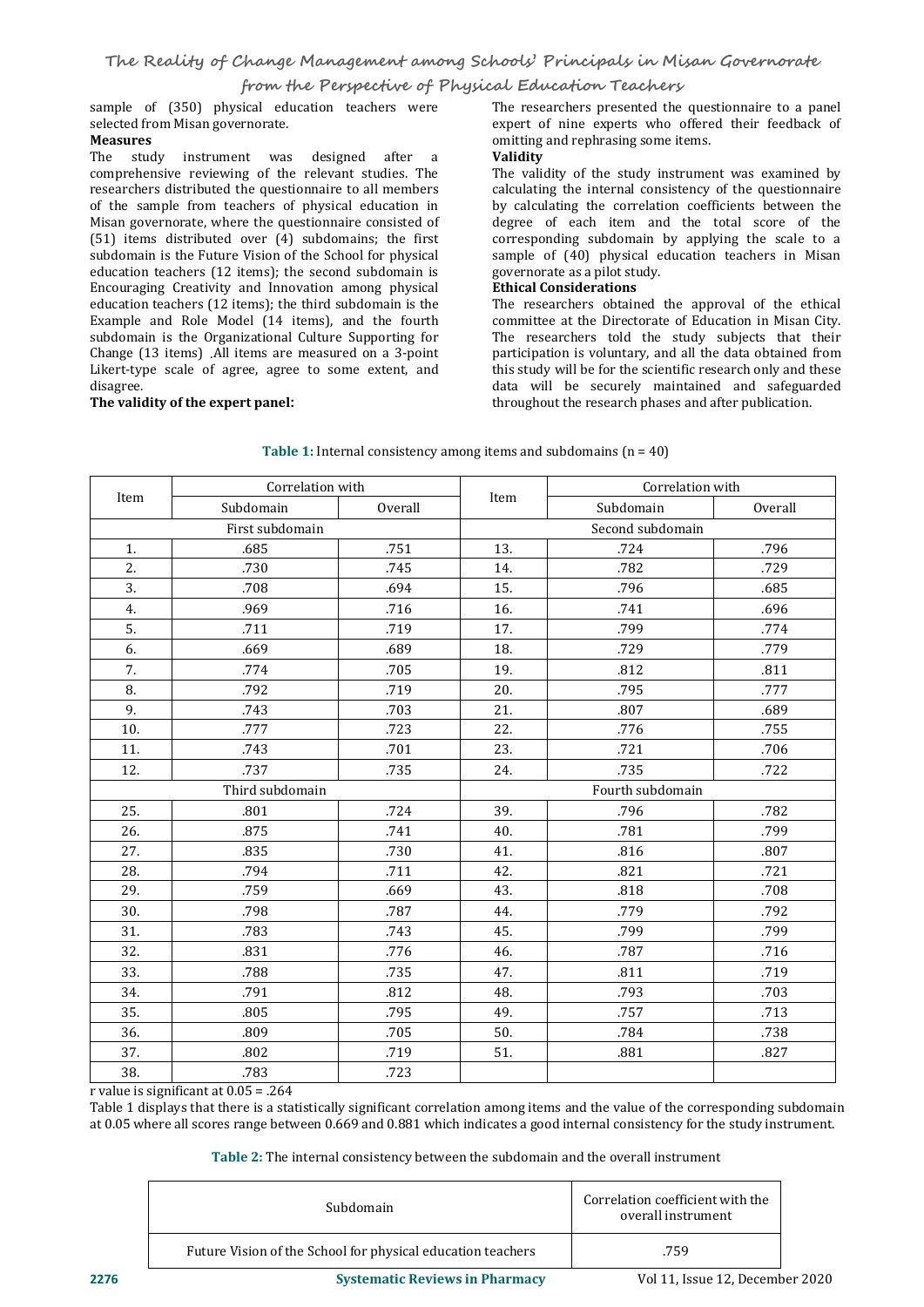sample of (350) physical education teachers were selected from Misan governorate.

**Measures**

The study instrument was designed after a comprehensive reviewing of the relevant studies. The researchers distributed the questionnaire to all members of the sample from teachers of physical education in Misan governorate, where the questionnaire consisted of (51) items distributed over (4) subdomains; the first subdomain is the Future Vision of the School for physical education teachers (12 items); the second subdomain is Encouraging Creativity and Innovation among physical education teachers (12 items); the third subdomain is the Example and Role Model (14 items), and the fourth subdomain is the Organizational Culture Supporting for Change (13 items) .All items are measured on a 3-point Likert-type scale of agree, agree to some extent, and disagree.

**The validity of the expert panel:**

The researchers presented the questionnaire to a panel expert of nine experts who offered their feedback of omitting and rephrasing some items.

**Validity**

The validity of the study instrument was examined by calculating the internal consistency of the questionnaire by calculating the correlation coefficients between the degree of each item and the total score of the corresponding subdomain by applying the scale to a sample of (40) physical education teachers in Misan governorate as a pilot study.

**Ethical Considerations**

The researchers obtained the approval of the ethical committee at the Directorate of Education in Misan City. The researchers told the study subjects that their participation is voluntary, and all the data obtained from this study will be for the scientific research only and these data will be securely maintained and safeguarded throughout the research phases and after publication.

**Table 1:** Internal consistency among items and subdomains (n = 40)

| Item | Correlation with | | Item | Correlation with | |
|---|---|---|---|---|---|
| | Subdomain | Overall | | Subdomain | Overall |
| First subdomain | | | Second subdomain | | |
| 1. | .685 | .751 | 13. | .724 | .796 |
| 2. | .730 | .745 | 14. | .782 | .729 |
| 3. | .708 | .694 | 15. | .796 | .685 |
| 4. | .969 | .716 | 16. | .741 | .696 |
| 5. | .711 | .719 | 17. | .799 | .774 |
| 6. | .669 | .689 | 18. | .729 | .779 |
| 7. | .774 | .705 | 19. | .812 | .811 |
| 8. | .792 | .719 | 20. | .795 | .777 |
| 9. | .743 | .703 | 21. | .807 | .689 |
| 10. | .777 | .723 | 22. | .776 | .755 |
| 11. | .743 | .701 | 23. | .721 | .706 |
| 12. | .737 | .735 | 24. | .735 | .722 |
| Third subdomain | | | Fourth subdomain | | |
| 25. | .801 | .724 | 39. | .796 | .782 |
| 26. | .875 | .741 | 40. | .781 | .799 |
| 27. | .835 | .730 | 41. | .816 | .807 |
| 28. | .794 | .711 | 42. | .821 | .721 |
| 29. | .759 | .669 | 43. | .818 | .708 |
| 30. | .798 | .787 | 44. | .779 | .792 |
| 31. | .783 | .743 | 45. | .799 | .799 |
| 32. | .831 | .776 | 46. | .787 | .716 |
| 33. | .788 | .735 | 47. | .811 | .719 |
| 34. | .791 | .812 | 48. | .793 | .703 |
| 35. | .805 | .795 | 49. | .757 | .713 |
| 36. | .809 | .705 | 50. | .784 | .738 |
| 37. | .802 | .719 | 51. | .881 | .827 |
| 38. | .783 | .723 | | | |

r value is significant at 0.05 = .264

Table 1 displays that there is a statistically significant correlation among items and the value of the corresponding subdomain at 0.05 where all scores range between 0.669 and 0.881 which indicates a good internal consistency for the study instrument.

**Table 2:** The internal consistency between the subdomain and the overall instrument

| Subdomain | Correlation coefficient with the overall instrument |
|---|---|
| Future Vision of the School for physical education teachers | .759 |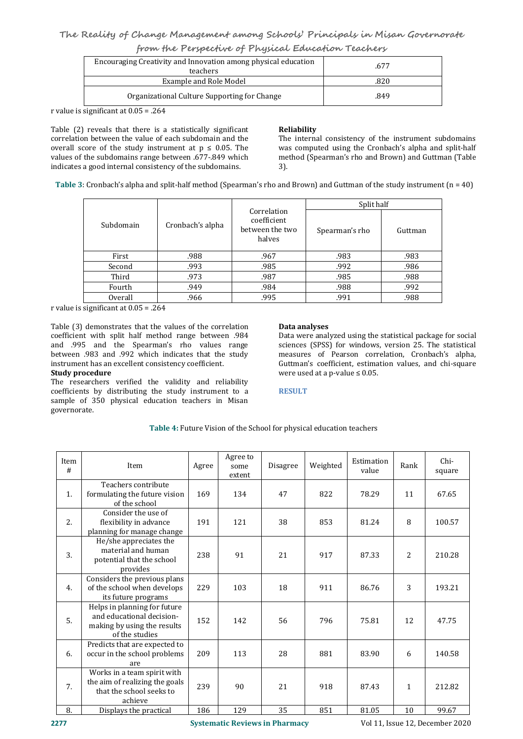| Encouraging Creativity and Innovation among physical education teachers | .677 |
|---|---|
| Example and Role Model | .820 |
| Organizational Culture Supporting for Change | .849 |

r value is significant at 0.05 = .264

Table (2) reveals that there is a statistically significant correlation between the value of each subdomain and the overall score of the study instrument at p ≤ 0.05. The values of the subdomains range between .677-.849 which indicates a good internal consistency of the subdomains.

### Reliability

The internal consistency of the instrument subdomains was computed using the Cronbach's alpha and split-half method (Spearman's rho and Brown) and Guttman (Table 3).

**Table 3**: Cronbach's alpha and split-half method (Spearman's rho and Brown) and Guttman of the study instrument (n = 40)

| Subdomain | Cronbach's alpha | Correlation coefficient between the two halves | Split half | |
|---|---|---|---|---|
| | | | Spearman's rho | Guttman |
| First | .988 | .967 | .983 | .983 |
| Second | .993 | .985 | .992 | .986 |
| Third | .973 | .987 | .985 | .988 |
| Fourth | .949 | .984 | .988 | .992 |
| Overall | .966 | .995 | .991 | .988 |

r value is significant at 0.05 = .264

Table (3) demonstrates that the values of the correlation coefficient with split half method range between .984 and .995 and the Spearman's rho values range between .983 and .992 which indicates that the study instrument has an excellent consistency coefficient.

### Study procedure

The researchers verified the validity and reliability coefficients by distributing the study instrument to a sample of 350 physical education teachers in Misan governorate.

### Data analyses

Data were analyzed using the statistical package for social sciences (SPSS) for windows, version 25. The statistical measures of Pearson correlation, Cronbach's alpha, Guttman's coefficient, estimation values, and chi-square were used at a p-value ≤ 0.05.

## RESULT

**Table 4:** Future Vision of the School for physical education teachers

| Item # | Item | Agree | Agree to some extent | Disagree | Weighted | Estimation value | Rank | Chi-square |
|---|---|---|---|---|---|---|---|---|
| 1. | Teachers contribute formulating the future vision of the school | 169 | 134 | 47 | 822 | 78.29 | 11 | 67.65 |
| 2. | Consider the use of flexibility in advance planning for manage change | 191 | 121 | 38 | 853 | 81.24 | 8 | 100.57 |
| 3. | He/she appreciates the material and human potential that the school provides | 238 | 91 | 21 | 917 | 87.33 | 2 | 210.28 |
| 4. | Considers the previous plans of the school when develops its future programs | 229 | 103 | 18 | 911 | 86.76 | 3 | 193.21 |
| 5. | Helps in planning for future and educational decision-making by using the results of the studies | 152 | 142 | 56 | 796 | 75.81 | 12 | 47.75 |
| 6. | Predicts that are expected to occur in the school problems are | 209 | 113 | 28 | 881 | 83.90 | 6 | 140.58 |
| 7. | Works in a team spirit with the aim of realizing the goals that the school seeks to achieve | 239 | 90 | 21 | 918 | 87.43 | 1 | 212.82 |
| 8. | Displays the practical | 186 | 129 | 35 | 851 | 81.05 | 10 | 99.67 |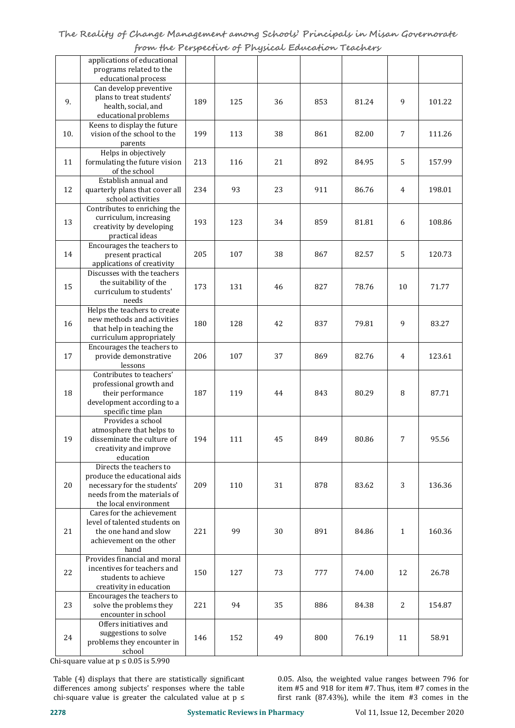| | applications of educational programs related to the educational process | | | | | | | |
|---|---|---|---|---|---|---|---|---|
| 9. | Can develop preventive plans to treat students' health, social, and educational problems | 189 | 125 | 36 | 853 | 81.24 | 9 | 101.22 |
| 10. | Keens to display the future vision of the school to the parents | 199 | 113 | 38 | 861 | 82.00 | 7 | 111.26 |
| 11 | Helps in objectively formulating the future vision of the school | 213 | 116 | 21 | 892 | 84.95 | 5 | 157.99 |
| 12 | Establish annual and quarterly plans that cover all school activities | 234 | 93 | 23 | 911 | 86.76 | 4 | 198.01 |
| 13 | Contributes to enriching the curriculum, increasing creativity by developing practical ideas | 193 | 123 | 34 | 859 | 81.81 | 6 | 108.86 |
| 14 | Encourages the teachers to present practical applications of creativity | 205 | 107 | 38 | 867 | 82.57 | 5 | 120.73 |
| 15 | Discusses with the teachers the suitability of the curriculum to students' needs | 173 | 131 | 46 | 827 | 78.76 | 10 | 71.77 |
| 16 | Helps the teachers to create new methods and activities that help in teaching the curriculum appropriately | 180 | 128 | 42 | 837 | 79.81 | 9 | 83.27 |
| 17 | Encourages the teachers to provide demonstrative lessons | 206 | 107 | 37 | 869 | 82.76 | 4 | 123.61 |
| 18 | Contributes to teachers' professional growth and their performance development according to a specific time plan | 187 | 119 | 44 | 843 | 80.29 | 8 | 87.71 |
| 19 | Provides a school atmosphere that helps to disseminate the culture of creativity and improve education | 194 | 111 | 45 | 849 | 80.86 | 7 | 95.56 |
| 20 | Directs the teachers to produce the educational aids necessary for the students' needs from the materials of the local environment | 209 | 110 | 31 | 878 | 83.62 | 3 | 136.36 |
| 21 | Cares for the achievement level of talented students on the one hand and slow achievement on the other hand | 221 | 99 | 30 | 891 | 84.86 | 1 | 160.36 |
| 22 | Provides financial and moral incentives for teachers and students to achieve creativity in education | 150 | 127 | 73 | 777 | 74.00 | 12 | 26.78 |
| 23 | Encourages the teachers to solve the problems they encounter in school | 221 | 94 | 35 | 886 | 84.38 | 2 | 154.87 |
| 24 | Offers initiatives and suggestions to solve problems they encounter in school | 146 | 152 | 49 | 800 | 76.19 | 11 | 58.91 |

Chi-square value at $p \leq 0.05$ is 5.990

Table (4) displays that there are statistically significant differences among subjects' responses where the table chi-square value is greater the calculated value at $p \leq 0.05$. Also, the weighted value ranges between 796 for item #5 and 918 for item #7. Thus, item #7 comes in the first rank (87.43%), while the item #3 comes in the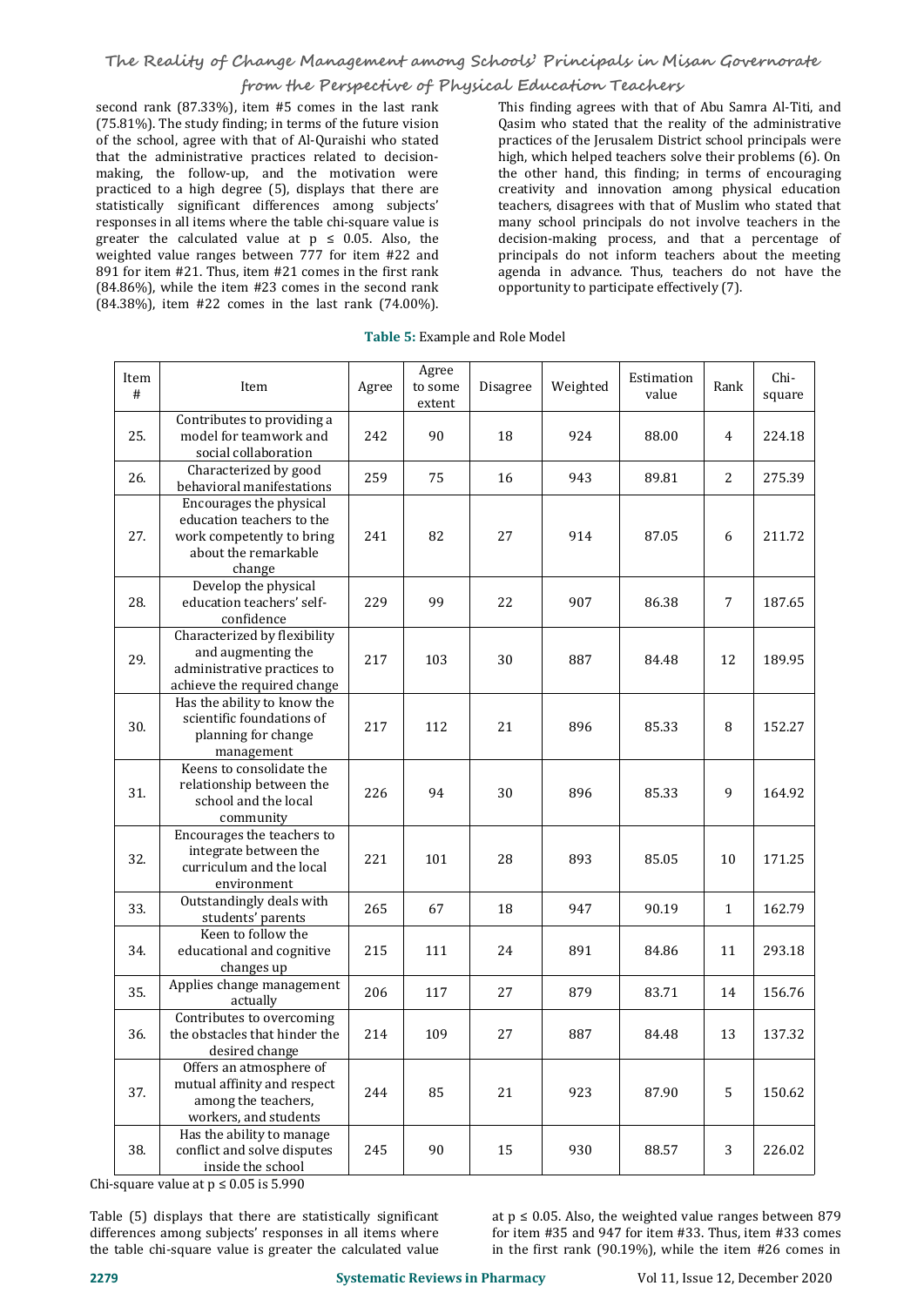second rank (87.33%), item #5 comes in the last rank (75.81%). The study finding; in terms of the future vision of the school, agree with that of Al-Quraishi who stated that the administrative practices related to decision-making, the follow-up, and the motivation were practiced to a high degree (5), displays that there are statistically significant differences among subjects' responses in all items where the table chi-square value is greater the calculated value at $p \leq 0.05$. Also, the weighted value ranges between 777 for item #22 and 891 for item #21. Thus, item #21 comes in the first rank (84.86%), while the item #23 comes in the second rank (84.38%), item #22 comes in the last rank (74.00%). This finding agrees with that of Abu Samra Al-Titi, and Qasim who stated that the reality of the administrative practices of the Jerusalem District school principals were high, which helped teachers solve their problems (6). On the other hand, this finding; in terms of encouraging creativity and innovation among physical education teachers, disagrees with that of Muslim who stated that many school principals do not involve teachers in the decision-making process, and that a percentage of principals do not inform teachers about the meeting agenda in advance. Thus, teachers do not have the opportunity to participate effectively (7).

**Table 5:** Example and Role Model

| Item # | Item | Agree | Agree to some extent | Disagree | Weighted | Estimation value | Rank | Chi-square |
|---|---|---|---|---|---|---|---|---|
| 25. | Contributes to providing a model for teamwork and social collaboration | 242 | 90 | 18 | 924 | 88.00 | 4 | 224.18 |
| 26. | Characterized by good behavioral manifestations | 259 | 75 | 16 | 943 | 89.81 | 2 | 275.39 |
| 27. | Encourages the physical education teachers to the work competently to bring about the remarkable change | 241 | 82 | 27 | 914 | 87.05 | 6 | 211.72 |
| 28. | Develop the physical education teachers' self-confidence | 229 | 99 | 22 | 907 | 86.38 | 7 | 187.65 |
| 29. | Characterized by flexibility and augmenting the administrative practices to achieve the required change | 217 | 103 | 30 | 887 | 84.48 | 12 | 189.95 |
| 30. | Has the ability to know the scientific foundations of planning for change management | 217 | 112 | 21 | 896 | 85.33 | 8 | 152.27 |
| 31. | Keens to consolidate the relationship between the school and the local community | 226 | 94 | 30 | 896 | 85.33 | 9 | 164.92 |
| 32. | Encourages the teachers to integrate between the curriculum and the local environment | 221 | 101 | 28 | 893 | 85.05 | 10 | 171.25 |
| 33. | Outstandingly deals with students' parents | 265 | 67 | 18 | 947 | 90.19 | 1 | 162.79 |
| 34. | Keen to follow the educational and cognitive changes up | 215 | 111 | 24 | 891 | 84.86 | 11 | 293.18 |
| 35. | Applies change management actually | 206 | 117 | 27 | 879 | 83.71 | 14 | 156.76 |
| 36. | Contributes to overcoming the obstacles that hinder the desired change | 214 | 109 | 27 | 887 | 84.48 | 13 | 137.32 |
| 37. | Offers an atmosphere of mutual affinity and respect among the teachers, workers, and students | 244 | 85 | 21 | 923 | 87.90 | 5 | 150.62 |
| 38. | Has the ability to manage conflict and solve disputes inside the school | 245 | 90 | 15 | 930 | 88.57 | 3 | 226.02 |

Chi-square value at $p \leq 0.05$ is 5.990

Table (5) displays that there are statistically significant differences among subjects' responses in all items where the table chi-square value is greater the calculated value at $p \leq 0.05$. Also, the weighted value ranges between 879 for item #35 and 947 for item #33. Thus, item #33 comes in the first rank (90.19%), while the item #26 comes in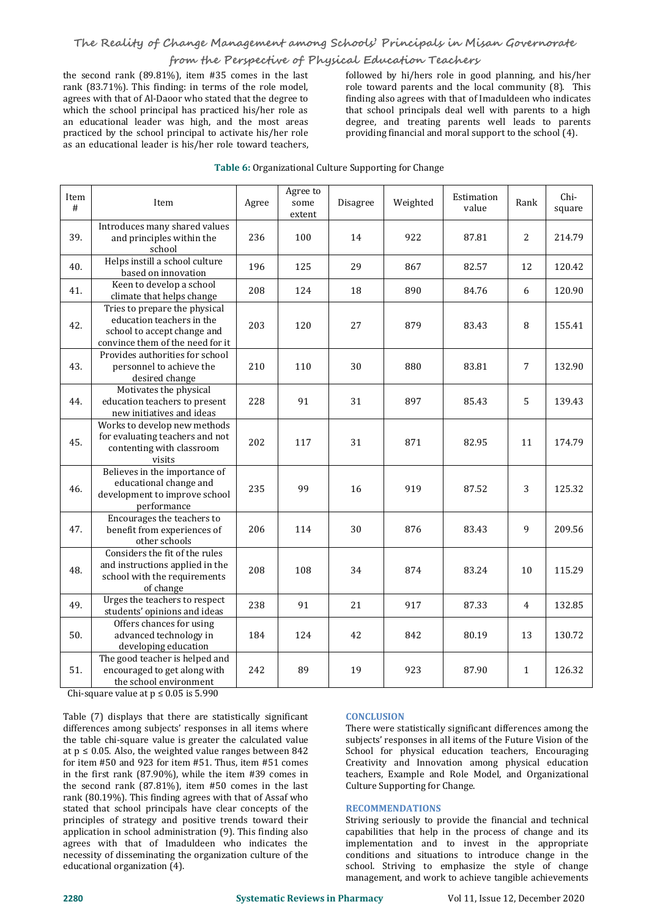the second rank (89.81%), item #35 comes in the last rank (83.71%). This finding: in terms of the role model, agrees with that of Al-Daoor who stated that the degree to which the school principal has practiced his/her role as an educational leader was high, and the most areas practiced by the school principal to activate his/her role as an educational leader is his/her role toward teachers, followed by hi/hers role in good planning, and his/her role toward parents and the local community (8). This finding also agrees with that of Imaduldeen who indicates that school principals deal well with parents to a high degree, and treating parents well leads to parents providing financial and moral support to the school (4).

**Table 6:** Organizational Culture Supporting for Change

| Item # | Item | Agree | Agree to some extent | Disagree | Weighted | Estimation value | Rank | Chi-square |
|---|---|---|---|---|---|---|---|---|
| 39. | Introduces many shared values and principles within the school | 236 | 100 | 14 | 922 | 87.81 | 2 | 214.79 |
| 40. | Helps instill a school culture based on innovation | 196 | 125 | 29 | 867 | 82.57 | 12 | 120.42 |
| 41. | Keen to develop a school climate that helps change | 208 | 124 | 18 | 890 | 84.76 | 6 | 120.90 |
| 42. | Tries to prepare the physical education teachers in the school to accept change and convince them of the need for it | 203 | 120 | 27 | 879 | 83.43 | 8 | 155.41 |
| 43. | Provides authorities for school personnel to achieve the desired change | 210 | 110 | 30 | 880 | 83.81 | 7 | 132.90 |
| 44. | Motivates the physical education teachers to present new initiatives and ideas | 228 | 91 | 31 | 897 | 85.43 | 5 | 139.43 |
| 45. | Works to develop new methods for evaluating teachers and not contenting with classroom visits | 202 | 117 | 31 | 871 | 82.95 | 11 | 174.79 |
| 46. | Believes in the importance of educational change and development to improve school performance | 235 | 99 | 16 | 919 | 87.52 | 3 | 125.32 |
| 47. | Encourages the teachers to benefit from experiences of other schools | 206 | 114 | 30 | 876 | 83.43 | 9 | 209.56 |
| 48. | Considers the fit of the rules and instructions applied in the school with the requirements of change | 208 | 108 | 34 | 874 | 83.24 | 10 | 115.29 |
| 49. | Urges the teachers to respect students' opinions and ideas | 238 | 91 | 21 | 917 | 87.33 | 4 | 132.85 |
| 50. | Offers chances for using advanced technology in developing education | 184 | 124 | 42 | 842 | 80.19 | 13 | 130.72 |
| 51. | The good teacher is helped and encouraged to get along with the school environment | 242 | 89 | 19 | 923 | 87.90 | 1 | 126.32 |

Chi-square value at $p \leq 0.05$ is 5.990

Table (7) displays that there are statistically significant differences among subjects' responses in all items where the table chi-square value is greater the calculated value at $p \leq 0.05$. Also, the weighted value ranges between 842 for item #50 and 923 for item #51. Thus, item #51 comes in the first rank (87.90%), while the item #39 comes in the second rank (87.81%), item #50 comes in the last rank (80.19%). This finding agrees with that of Assaf who stated that school principals have clear concepts of the principles of strategy and positive trends toward their application in school administration (9). This finding also agrees with that of Imaduldeen who indicates the necessity of disseminating the organization culture of the educational organization (4).

## CONCLUSION

There were statistically significant differences among the subjects' responses in all items of the Future Vision of the School for physical education teachers, Encouraging Creativity and Innovation among physical education teachers, Example and Role Model, and Organizational Culture Supporting for Change.

## RECOMMENDATIONS

Striving seriously to provide the financial and technical capabilities that help in the process of change and its implementation and to invest in the appropriate conditions and situations to introduce change in the school. Striving to emphasize the style of change management, and work to achieve tangible achievements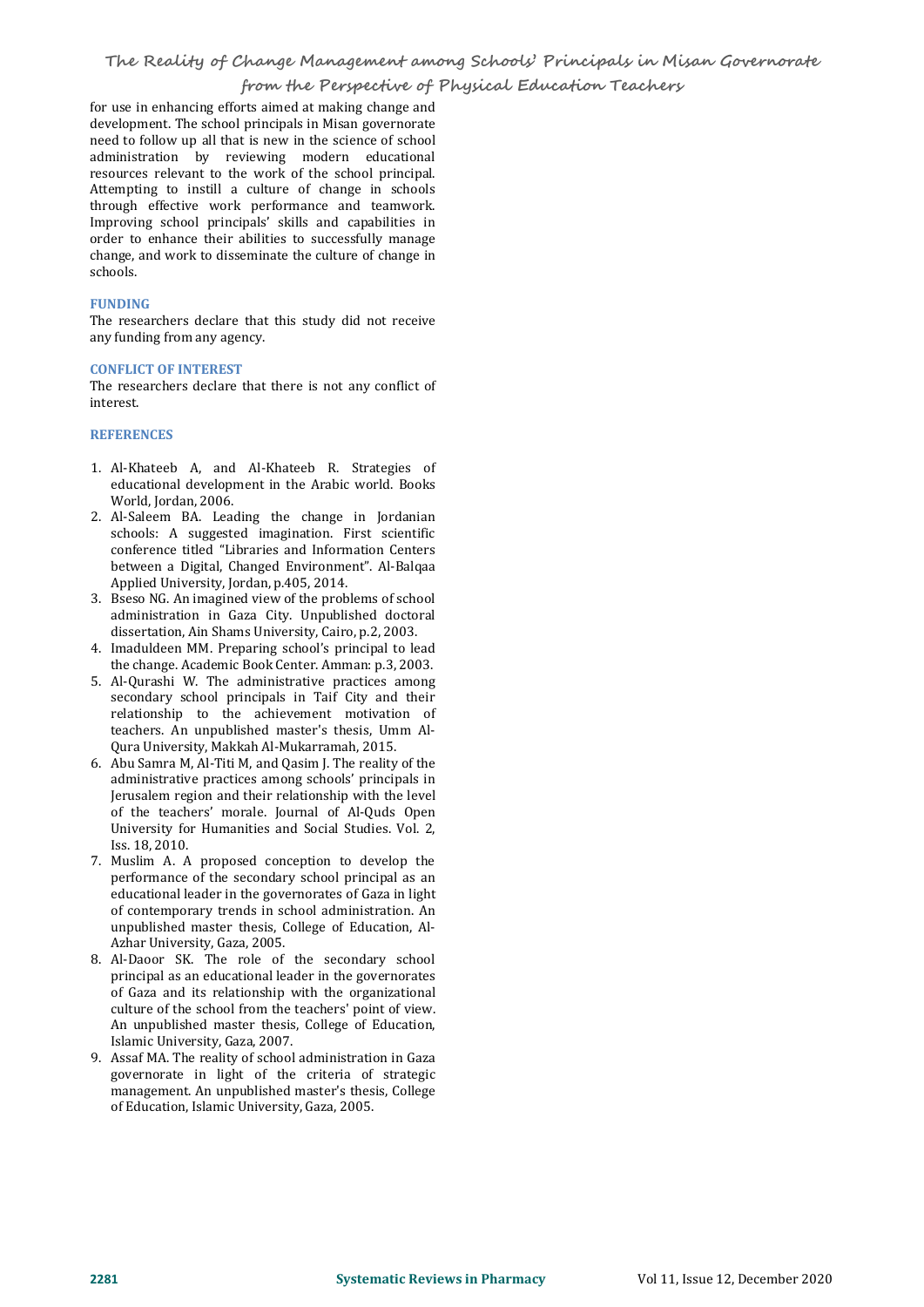for use in enhancing efforts aimed at making change and development. The school principals in Misan governorate need to follow up all that is new in the science of school administration by reviewing modern educational resources relevant to the work of the school principal. Attempting to instill a culture of change in schools through effective work performance and teamwork. Improving school principals' skills and capabilities in order to enhance their abilities to successfully manage change, and work to disseminate the culture of change in schools.

## FUNDING

The researchers declare that this study did not receive any funding from any agency.

## CONFLICT OF INTEREST

The researchers declare that there is not any conflict of interest.

## REFERENCES

1. Al-Khateeb A, and Al-Khateeb R. Strategies of educational development in the Arabic world. Books World, Jordan, 2006.
2. Al-Saleem BA. Leading the change in Jordanian schools: A suggested imagination. First scientific conference titled "Libraries and Information Centers between a Digital, Changed Environment". Al-Balqaa Applied University, Jordan, p.405, 2014.
3. Bseso NG. An imagined view of the problems of school administration in Gaza City. Unpublished doctoral dissertation, Ain Shams University, Cairo, p.2, 2003.
4. Imaduldeen MM. Preparing school's principal to lead the change. Academic Book Center. Amman: p.3, 2003.
5. Al-Qurashi W. The administrative practices among secondary school principals in Taif City and their relationship to the achievement motivation of teachers. An unpublished master's thesis, Umm Al-Qura University, Makkah Al-Mukarramah, 2015.
6. Abu Samra M, Al-Titi M, and Qasim J. The reality of the administrative practices among schools' principals in Jerusalem region and their relationship with the level of the teachers' morale. Journal of Al-Quds Open University for Humanities and Social Studies. Vol. 2, Iss. 18, 2010.
7. Muslim A. A proposed conception to develop the performance of the secondary school principal as an educational leader in the governorates of Gaza in light of contemporary trends in school administration. An unpublished master thesis, College of Education, Al-Azhar University, Gaza, 2005.
8. Al-Daoor SK. The role of the secondary school principal as an educational leader in the governorates of Gaza and its relationship with the organizational culture of the school from the teachers' point of view. An unpublished master thesis, College of Education, Islamic University, Gaza, 2007.
9. Assaf MA. The reality of school administration in Gaza governorate in light of the criteria of strategic management. An unpublished master's thesis, College of Education, Islamic University, Gaza, 2005.